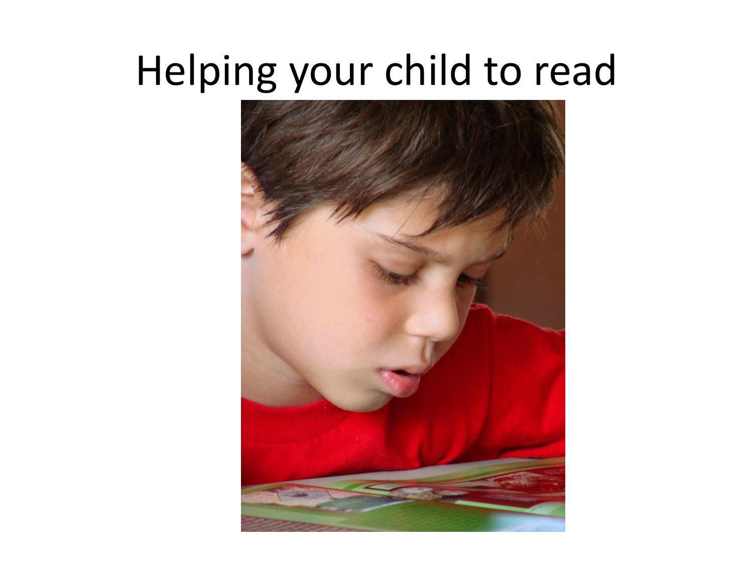# Helping your child to read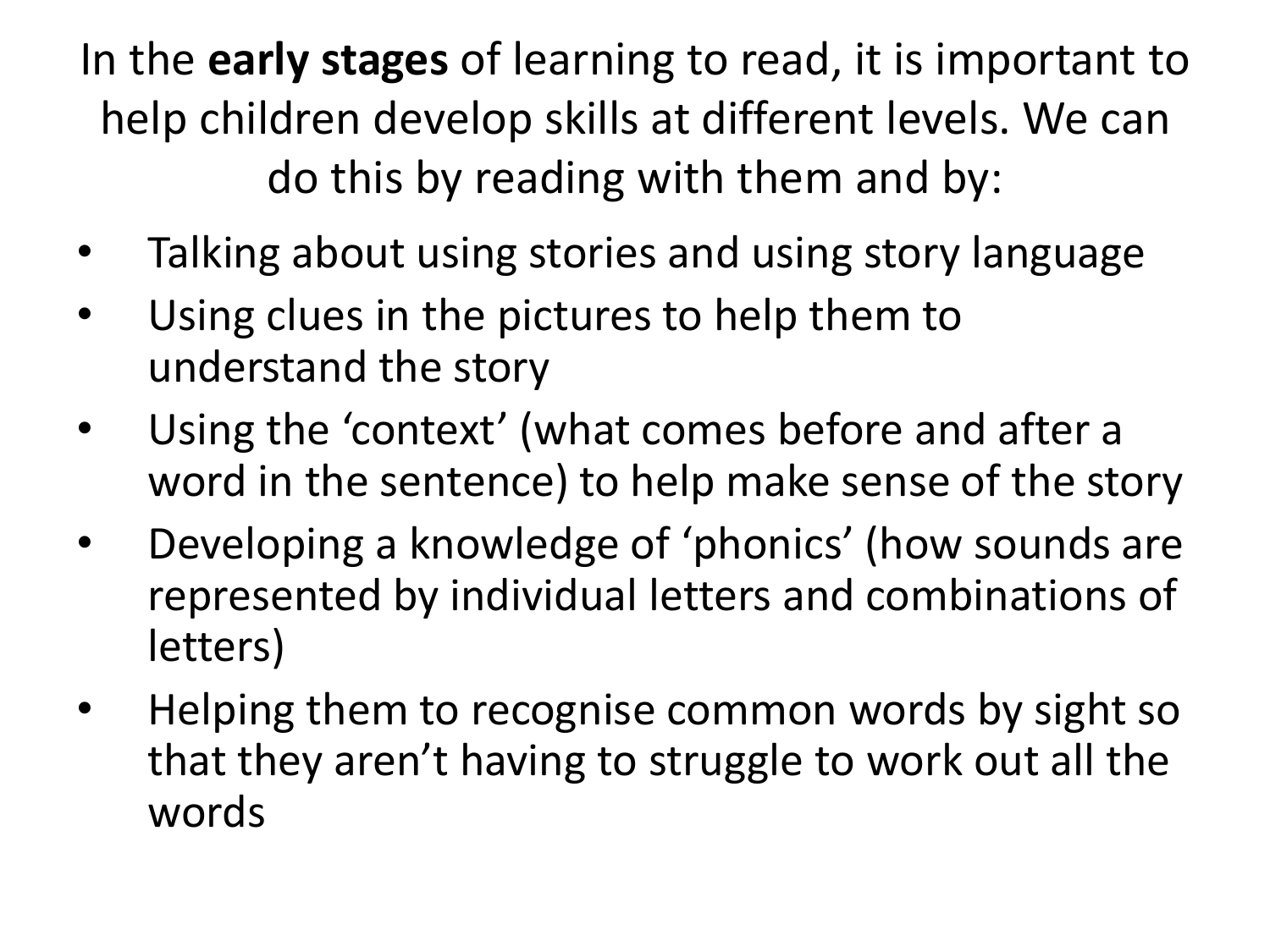In the **early stages** of learning to read, it is important to help children develop skills at different levels. We can do this by reading with them and by:

- Talking about using stories and using story language
- Using clues in the pictures to help them to understand the story
- Using the ‘context’ (what comes before and after a word in the sentence) to help make sense of the story
- Developing a knowledge of ‘phonics’ (how sounds are represented by individual letters and combinations of letters)
- Helping them to recognise common words by sight so that they aren’t having to struggle to work out all the words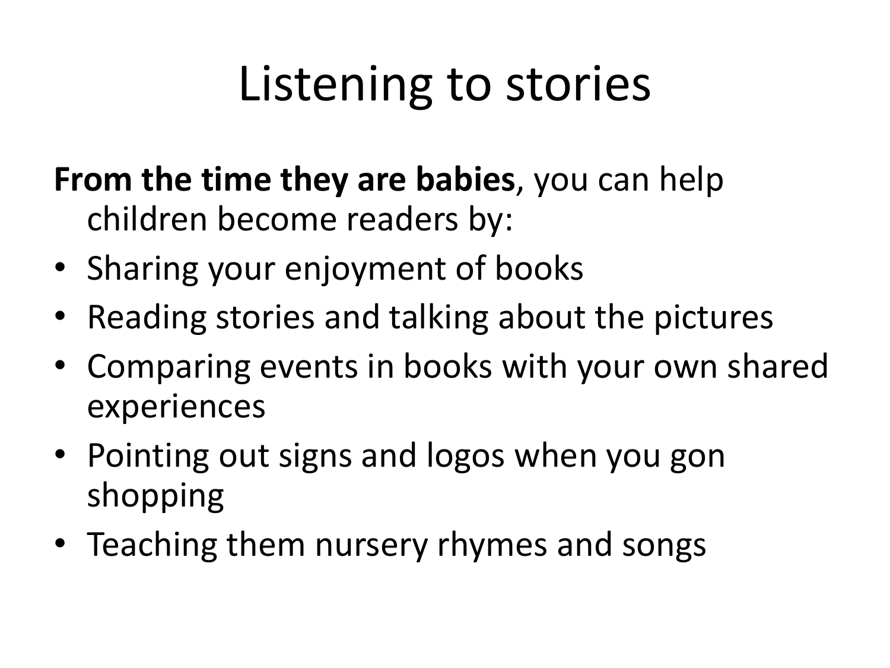# Listening to stories

**From the time they are babies**, you can help children become readers by:

- Sharing your enjoyment of books
- Reading stories and talking about the pictures
- Comparing events in books with your own shared experiences
- Pointing out signs and logos when you gon shopping
- Teaching them nursery rhymes and songs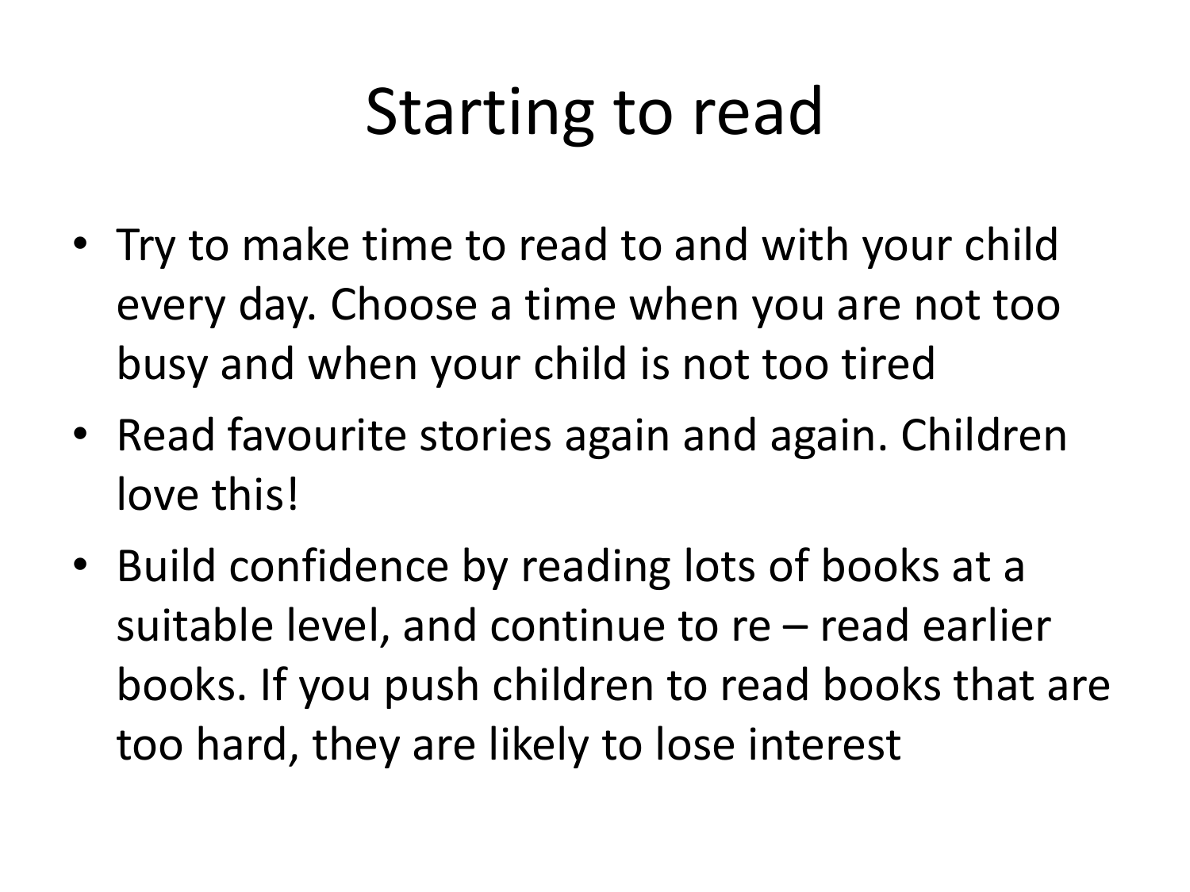# Starting to read

- Try to make time to read to and with your child every day. Choose a time when you are not too busy and when your child is not too tired
- Read favourite stories again and again. Children love this!
- Build confidence by reading lots of books at a suitable level, and continue to re – read earlier books. If you push children to read books that are too hard, they are likely to lose interest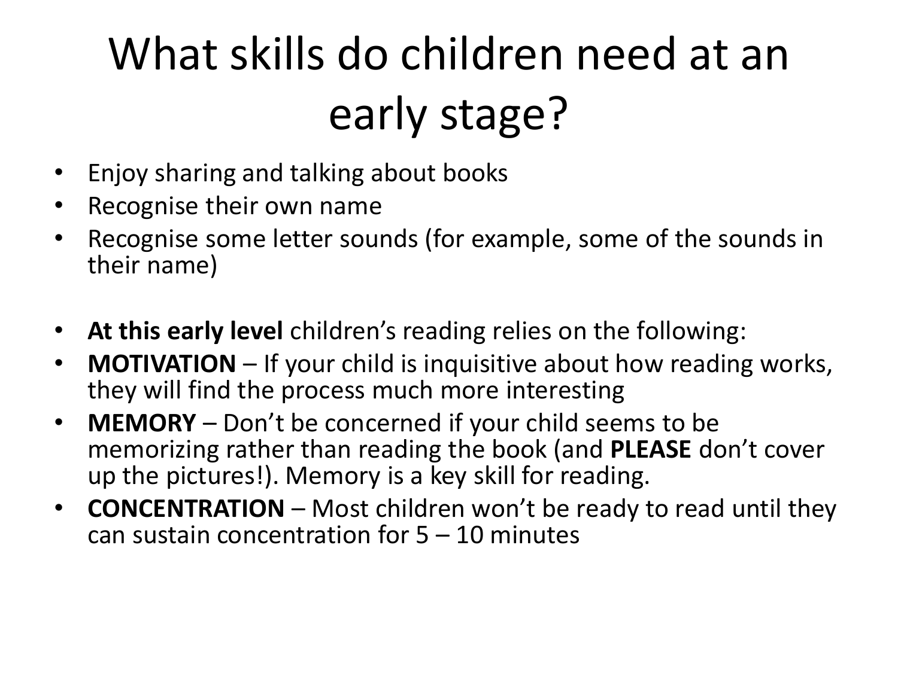# What skills do children need at an early stage?

- Enjoy sharing and talking about books
- Recognise their own name
- Recognise some letter sounds (for example, some of the sounds in their name)

- **At this early level** children's reading relies on the following:
- **MOTIVATION** – If your child is inquisitive about how reading works, they will find the process much more interesting
- **MEMORY** – Don't be concerned if your child seems to be memorizing rather than reading the book (and **PLEASE** don't cover up the pictures!). Memory is a key skill for reading.
- **CONCENTRATION** – Most children won't be ready to read until they can sustain concentration for 5 – 10 minutes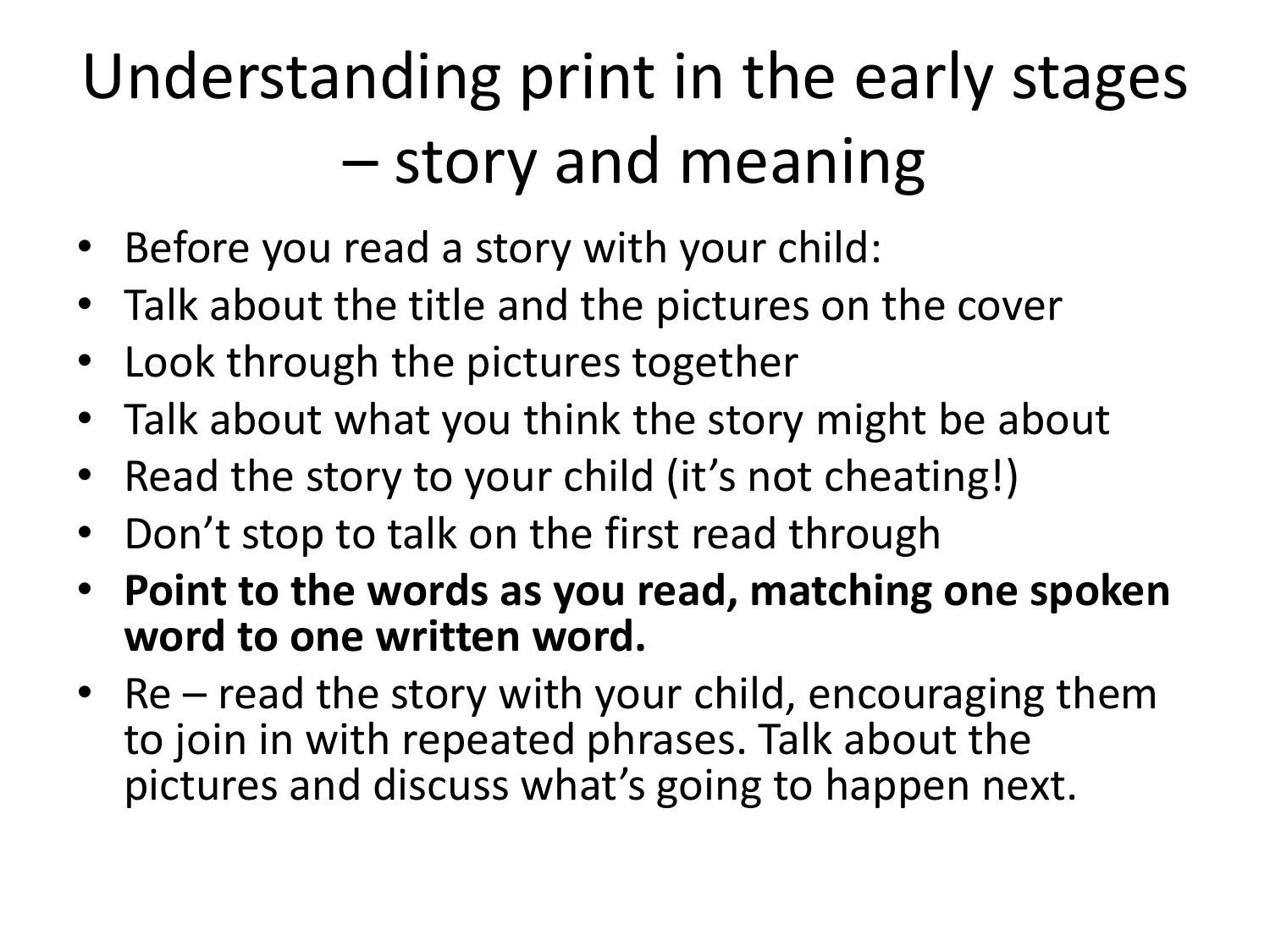# Understanding print in the early stages – story and meaning

- Before you read a story with your child:
- Talk about the title and the pictures on the cover
- Look through the pictures together
- Talk about what you think the story might be about
- Read the story to your child (it's not cheating!)
- Don't stop to talk on the first read through
- **Point to the words as you read, matching one spoken word to one written word.**
- Re – read the story with your child, encouraging them to join in with repeated phrases. Talk about the pictures and discuss what's going to happen next.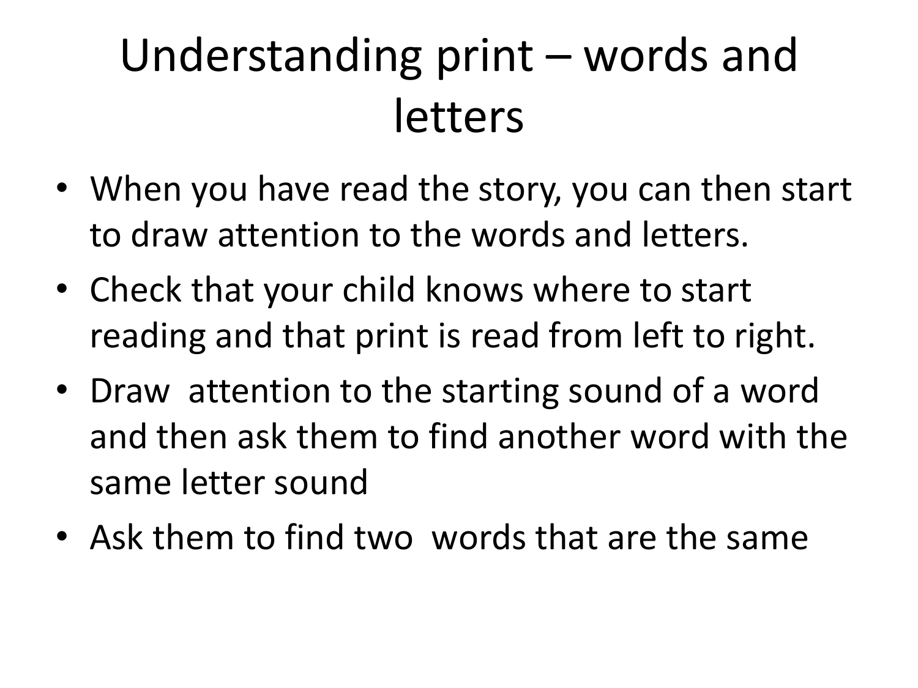# Understanding print – words and letters

- When you have read the story, you can then start to draw attention to the words and letters.
- Check that your child knows where to start reading and that print is read from left to right.
- Draw attention to the starting sound of a word and then ask them to find another word with the same letter sound
- Ask them to find two words that are the same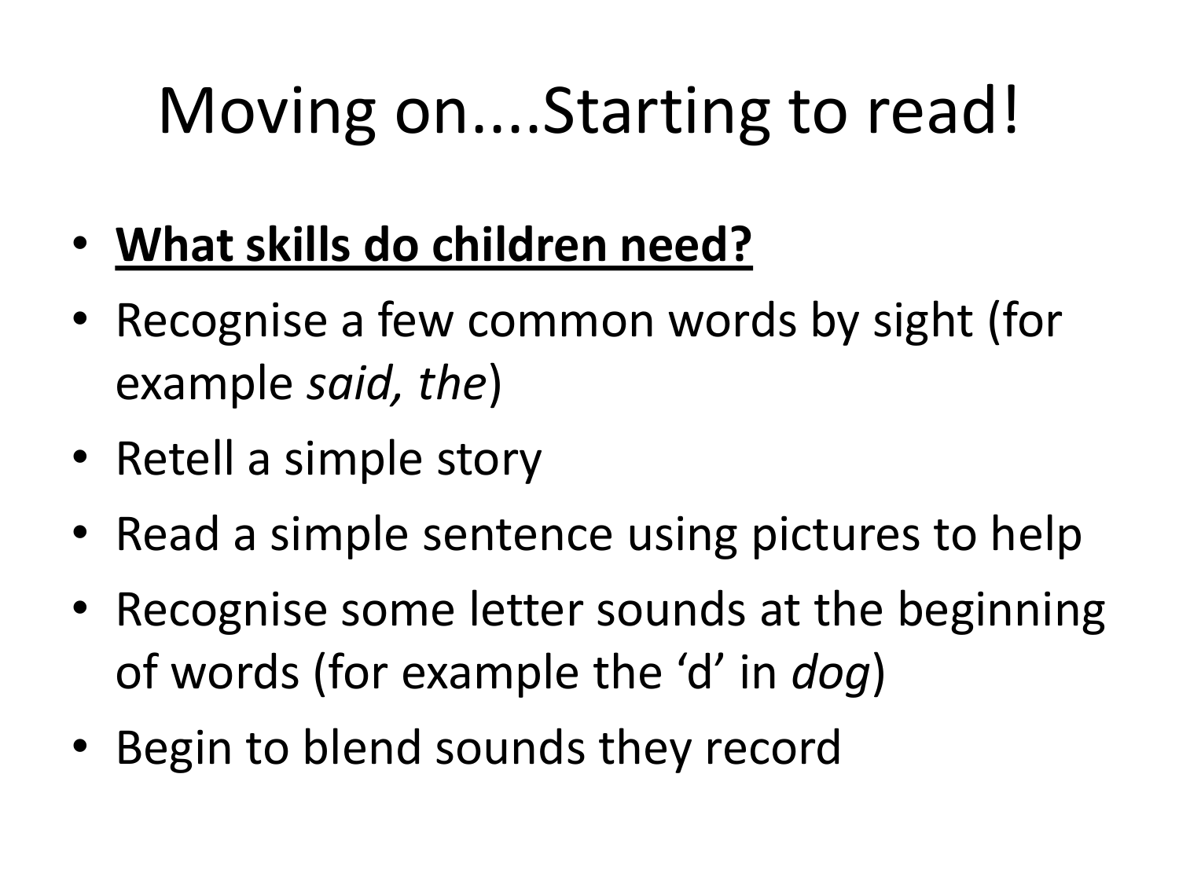# Moving on....Starting to read!

- **<u>What skills do children need?</u>**
- Recognise a few common words by sight (for example *said, the*)
- Retell a simple story
- Read a simple sentence using pictures to help
- Recognise some letter sounds at the beginning of words (for example the 'd' in *dog*)
- Begin to blend sounds they record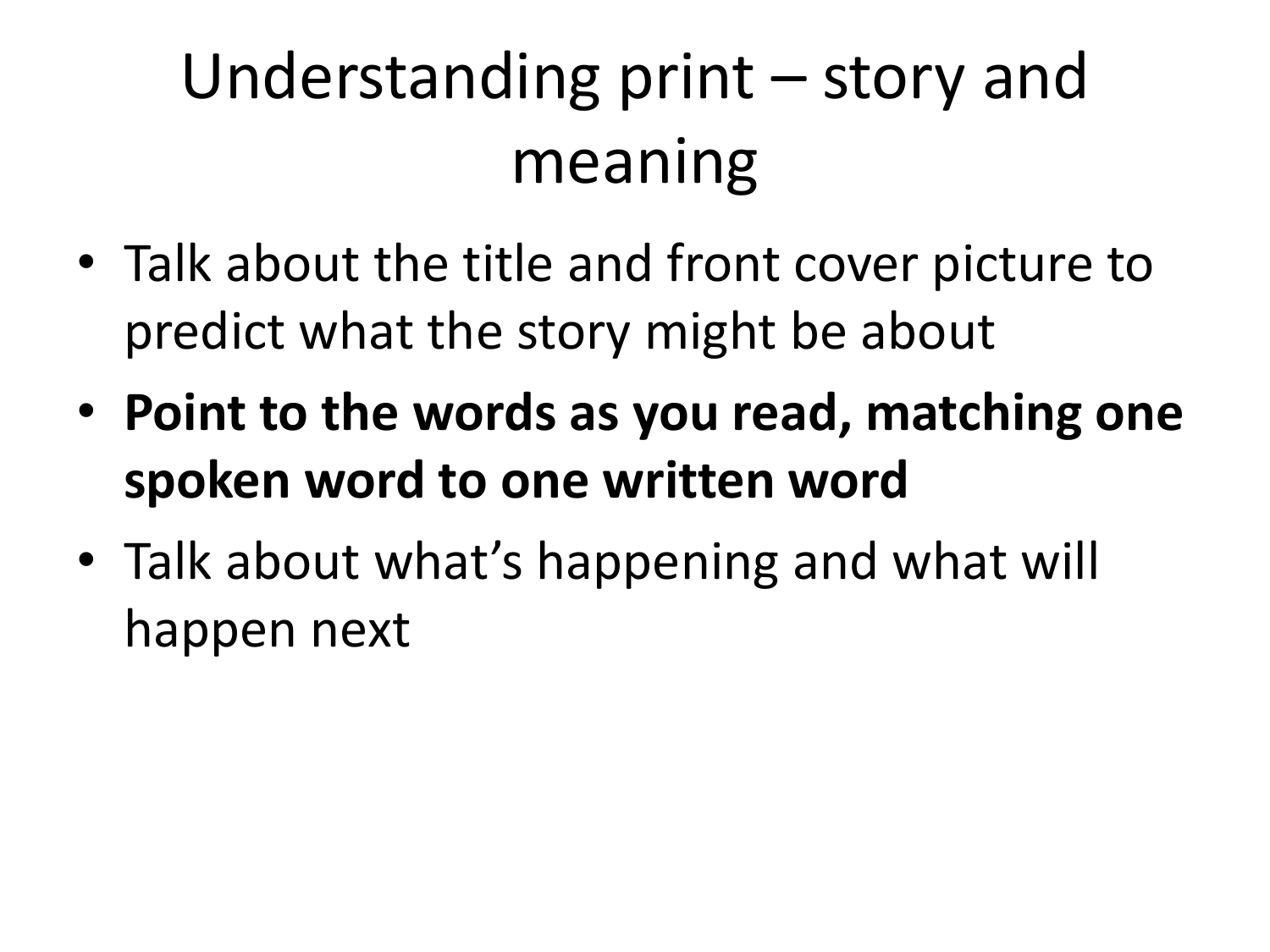# Understanding print – story and meaning

- Talk about the title and front cover picture to predict what the story might be about
- **Point to the words as you read, matching one spoken word to one written word**
- Talk about what's happening and what will happen next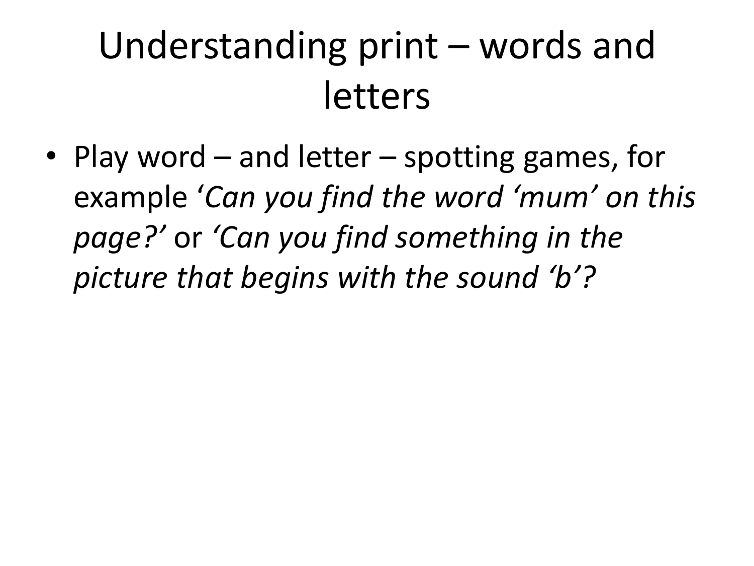# Understanding print – words and letters

- Play word – and letter – spotting games, for example '*Can you find the word 'mum' on this page?'* or *'Can you find something in the picture that begins with the sound 'b'?*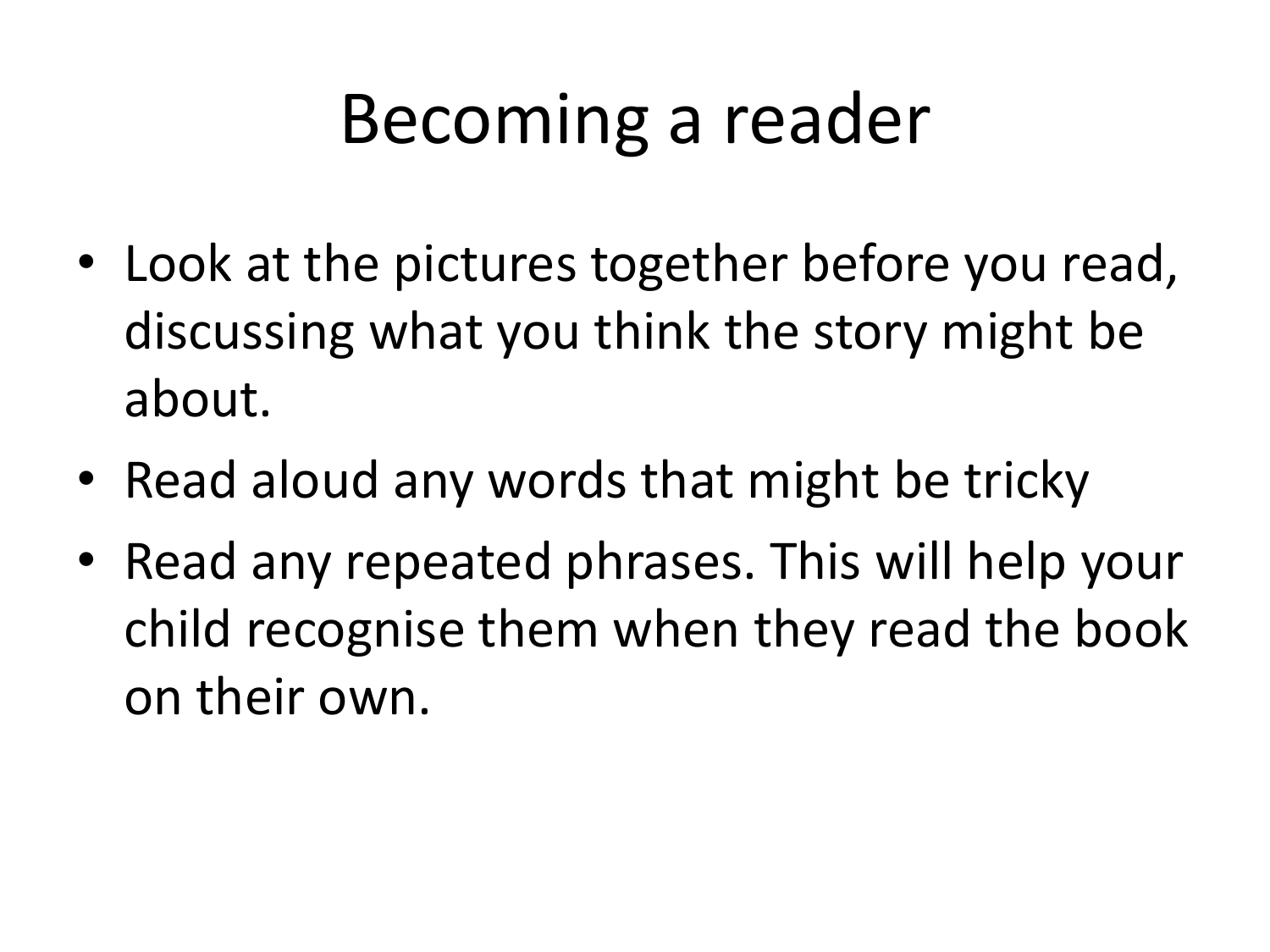# Becoming a reader

- Look at the pictures together before you read, discussing what you think the story might be about.
- Read aloud any words that might be tricky
- Read any repeated phrases. This will help your child recognise them when they read the book on their own.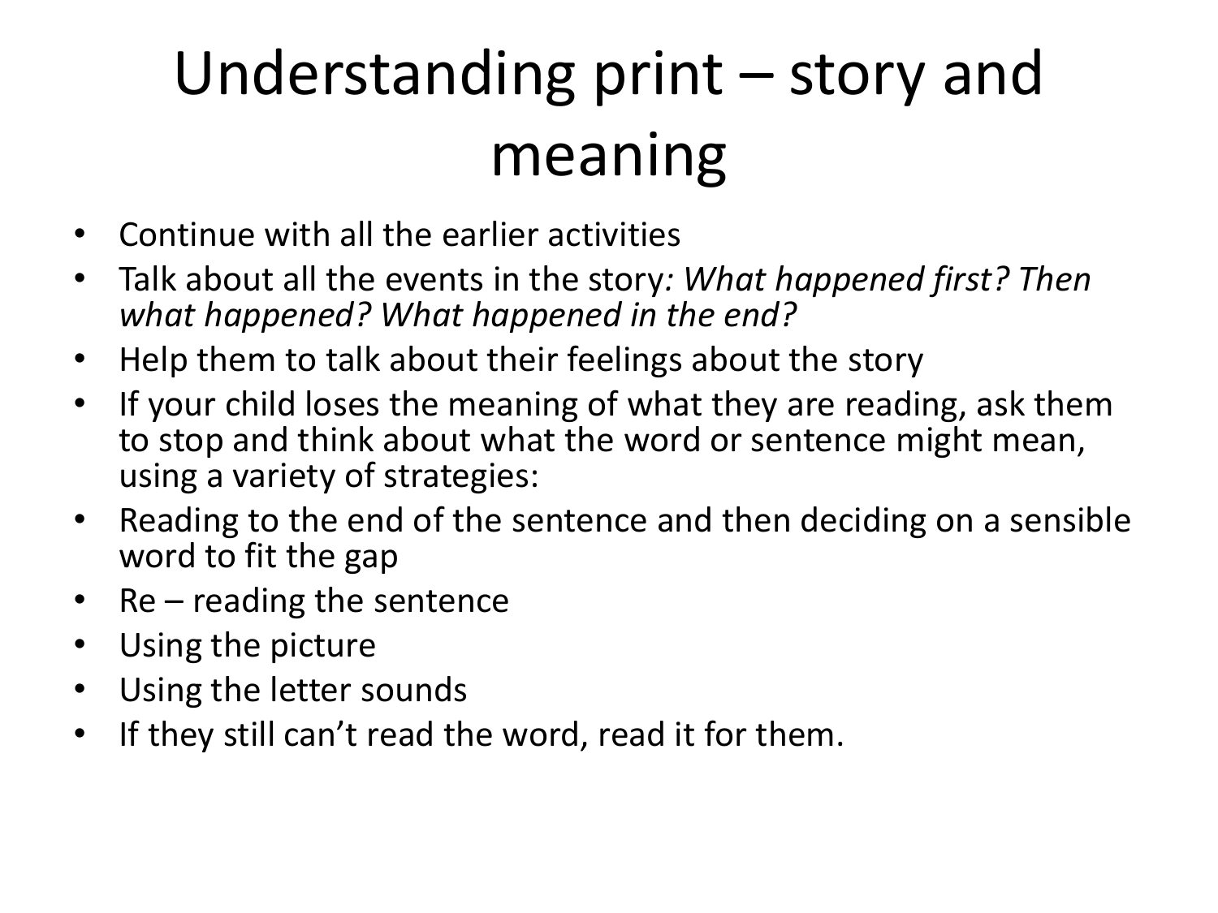# Understanding print – story and meaning

- Continue with all the earlier activities
- Talk about all the events in the story*: What happened first? Then what happened? What happened in the end?*
- Help them to talk about their feelings about the story
- If your child loses the meaning of what they are reading, ask them to stop and think about what the word or sentence might mean, using a variety of strategies:
- Reading to the end of the sentence and then deciding on a sensible word to fit the gap
- Re – reading the sentence
- Using the picture
- Using the letter sounds
- If they still can't read the word, read it for them.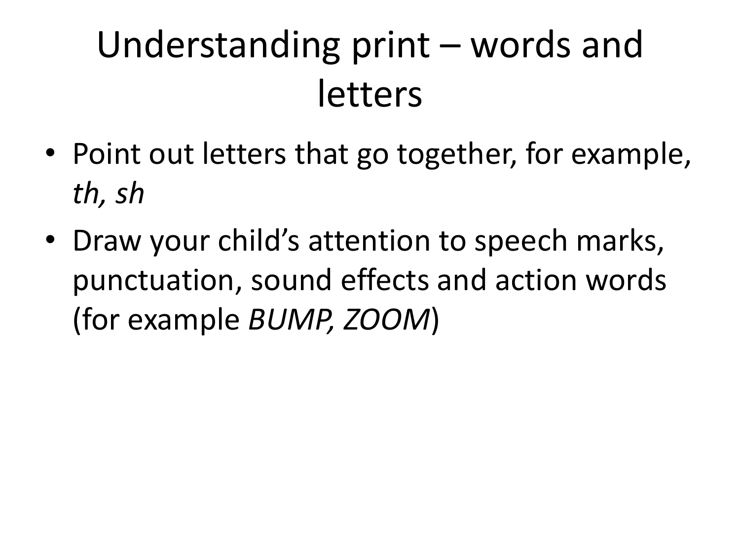# Understanding print – words and letters

- Point out letters that go together, for example, *th, sh*
- Draw your child's attention to speech marks, punctuation, sound effects and action words (for example *BUMP, ZOOM*)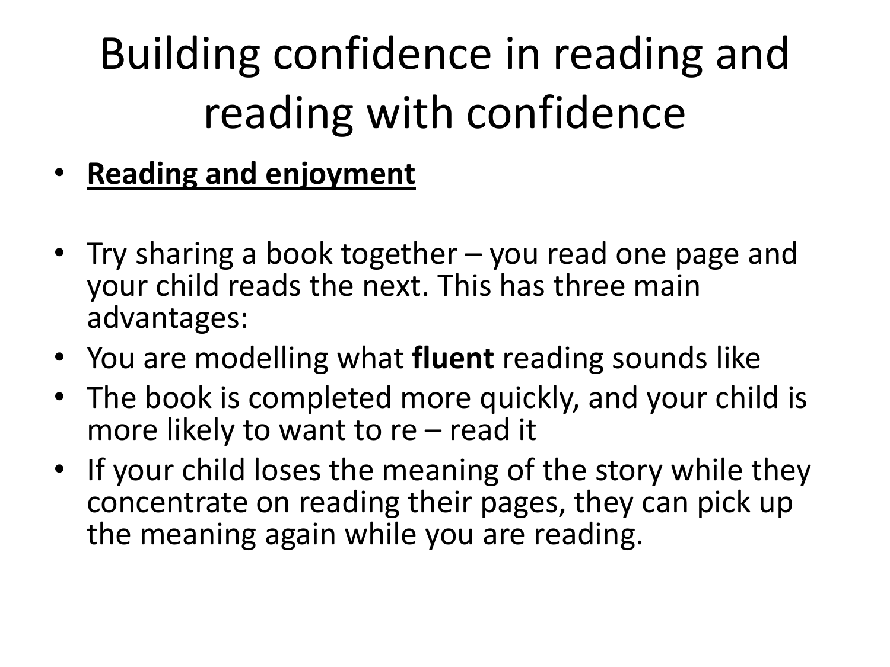# Building confidence in reading and reading with confidence

- **Reading and enjoyment**

- Try sharing a book together – you read one page and your child reads the next. This has three main advantages:
- You are modelling what **fluent** reading sounds like
- The book is completed more quickly, and your child is more likely to want to re – read it
- If your child loses the meaning of the story while they concentrate on reading their pages, they can pick up the meaning again while you are reading.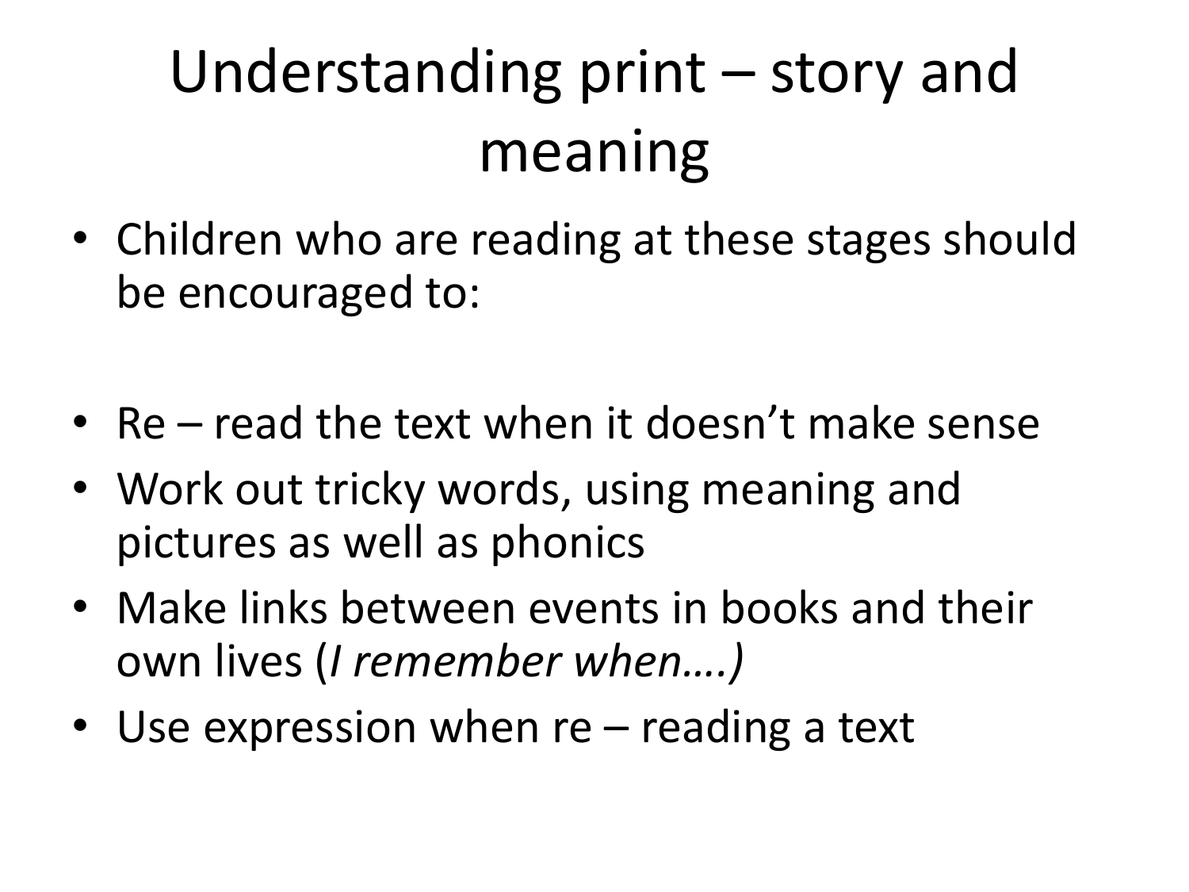# Understanding print – story and meaning

- Children who are reading at these stages should be encouraged to:

- Re – read the text when it doesn't make sense
- Work out tricky words, using meaning and pictures as well as phonics
- Make links between events in books and their own lives (*I remember when….)*
- Use expression when re – reading a text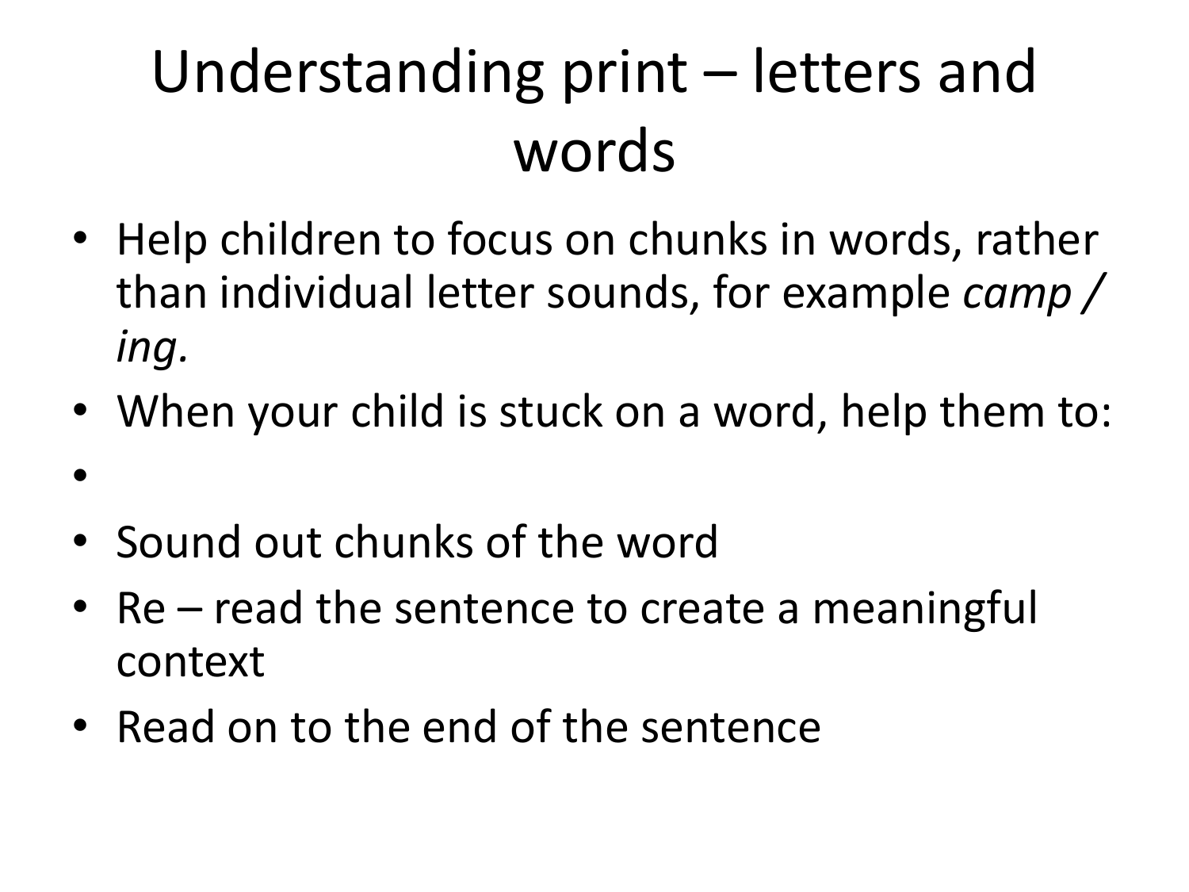# Understanding print – letters and words

- Help children to focus on chunks in words, rather than individual letter sounds, for example *camp / ing.*
- When your child is stuck on a word, help them to:
- 
- Sound out chunks of the word
- Re – read the sentence to create a meaningful context
- Read on to the end of the sentence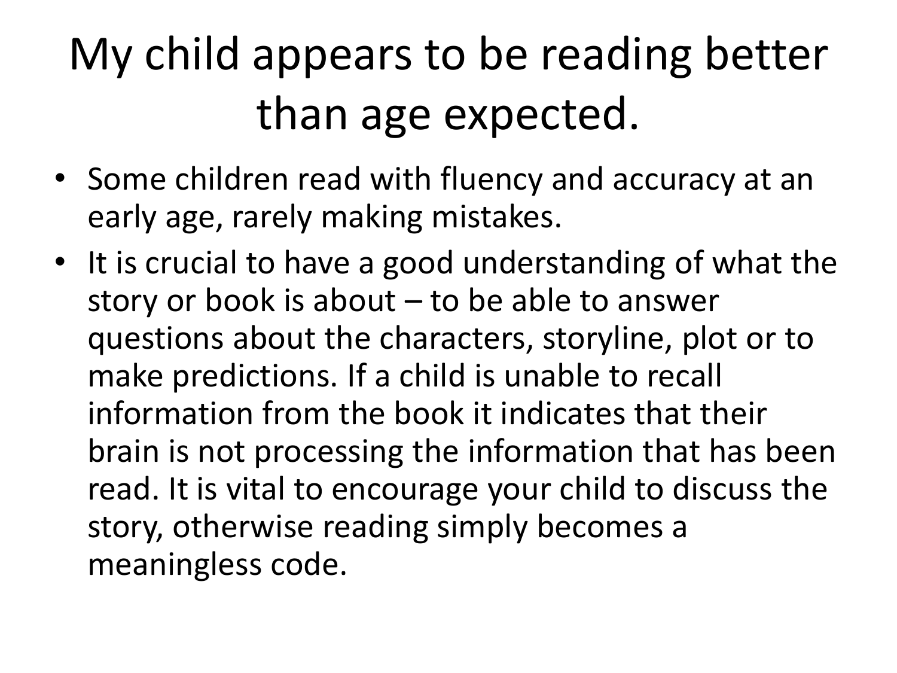# My child appears to be reading better than age expected.

- Some children read with fluency and accuracy at an early age, rarely making mistakes.
- It is crucial to have a good understanding of what the story or book is about – to be able to answer questions about the characters, storyline, plot or to make predictions. If a child is unable to recall information from the book it indicates that their brain is not processing the information that has been read. It is vital to encourage your child to discuss the story, otherwise reading simply becomes a meaningless code.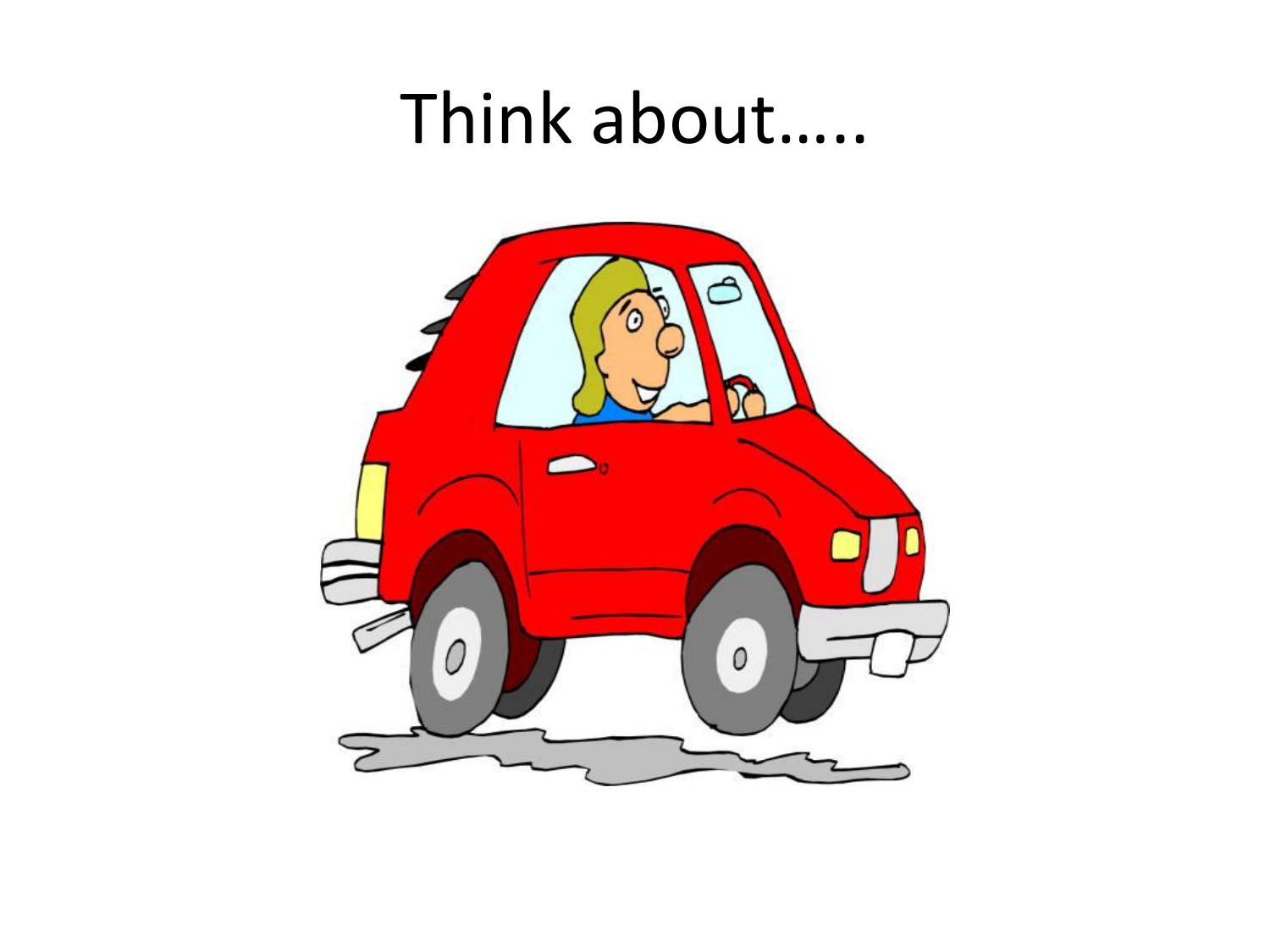# Think about…..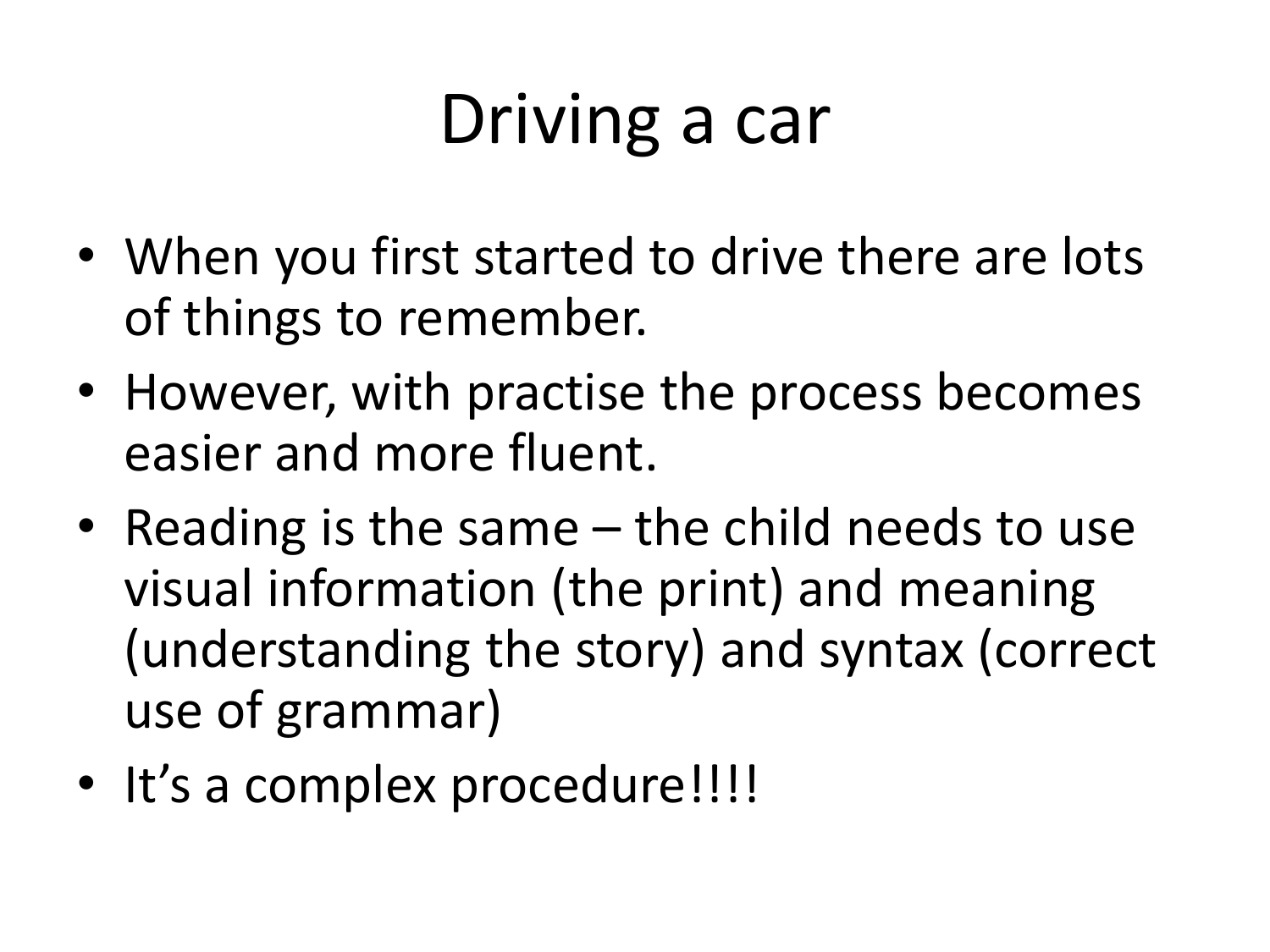# Driving a car

- When you first started to drive there are lots of things to remember.
- However, with practise the process becomes easier and more fluent.
- Reading is the same – the child needs to use visual information (the print) and meaning (understanding the story) and syntax (correct use of grammar)
- It's a complex procedure!!!!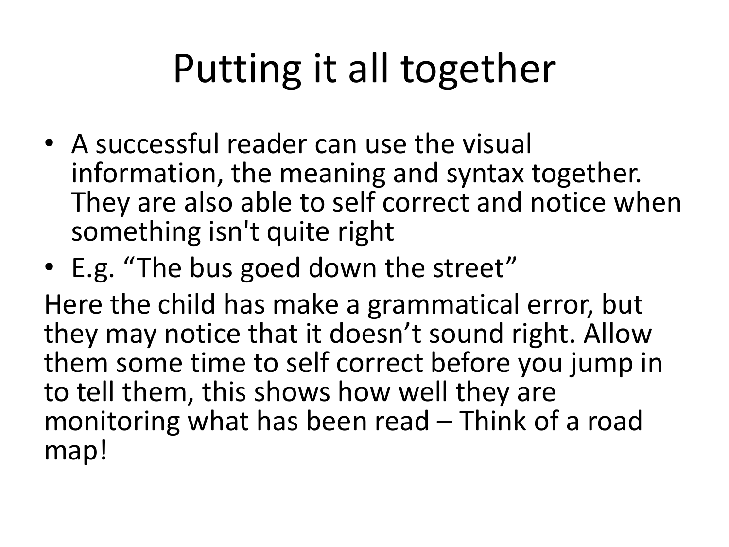# Putting it all together

- A successful reader can use the visual information, the meaning and syntax together. They are also able to self correct and notice when something isn't quite right
- E.g. "The bus goed down the street"

Here the child has make a grammatical error, but they may notice that it doesn't sound right. Allow them some time to self correct before you jump in to tell them, this shows how well they are monitoring what has been read – Think of a road map!